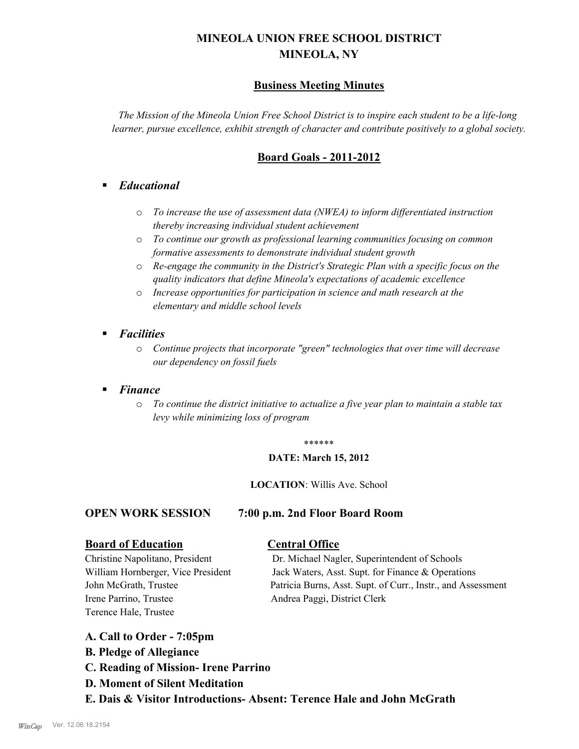# MINEOLA UNION FREE SCHOOL DISTRICT
# MINEOLA, NY

## Business Meeting Minutes

*The Mission of the Mineola Union Free School District is to inspire each student to be a life-long learner, pursue excellence, exhibit strength of character and contribute positively to a global society.*

## Board Goals - 2011-2012

- ***Educational***
  - *To increase the use of assessment data (NWEA) to inform differentiated instruction thereby increasing individual student achievement*
  - *To continue our growth as professional learning communities focusing on common formative assessments to demonstrate individual student growth*
  - *Re-engage the community in the District's Strategic Plan with a specific focus on the quality indicators that define Mineola's expectations of academic excellence*
  - *Increase opportunities for participation in science and math research at the elementary and middle school levels*
- ***Facilities***
  - *Continue projects that incorporate "green" technologies that over time will decrease our dependency on fossil fuels*
- ***Finance***
  - *To continue the district initiative to actualize a five year plan to maintain a stable tax levy while minimizing loss of program*

\*\*\*\*\*\*

**DATE: March 15, 2012**

**LOCATION**: Willis Ave. School

**OPEN WORK SESSION 7:00 p.m. 2nd Floor Board Room**

**Board of Education**

Christine Napolitano, President
William Hornberger, Vice President
John McGrath, Trustee
Irene Parrino, Trustee
Terence Hale, Trustee

**Central Office**

Dr. Michael Nagler, Superintendent of Schools
Jack Waters, Asst. Supt. for Finance & Operations
Patricia Burns, Asst. Supt. of Curr., Instr., and Assessment
Andrea Paggi, District Clerk

**A. Call to Order - 7:05pm**

**B. Pledge of Allegiance**

**C. Reading of Mission- Irene Parrino**

**D. Moment of Silent Meditation**

**E. Dais & Visitor Introductions- Absent: Terence Hale and John McGrath**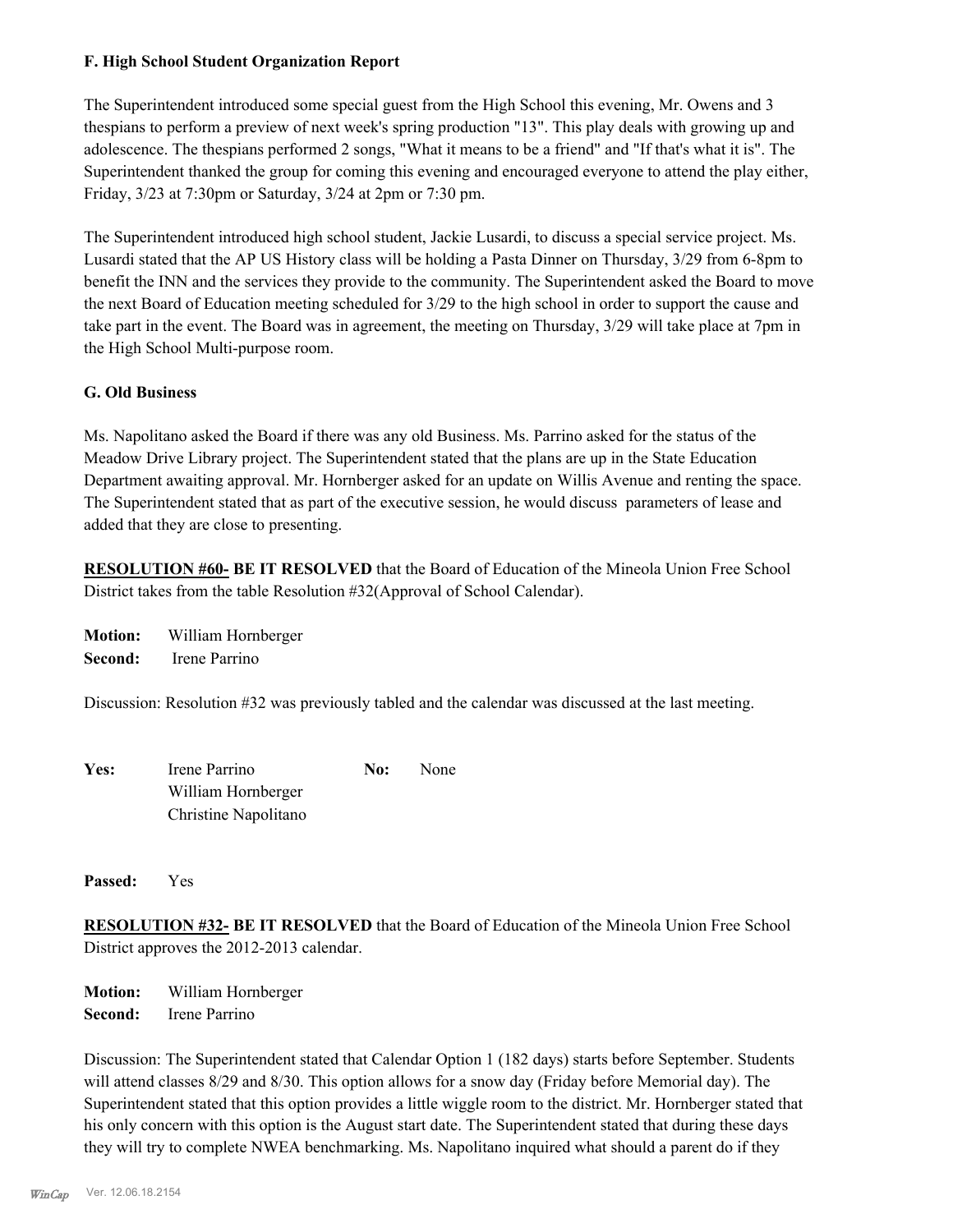**F. High School Student Organization Report**

The Superintendent introduced some special guest from the High School this evening, Mr. Owens and 3 thespians to perform a preview of next week's spring production "13". This play deals with growing up and adolescence. The thespians performed 2 songs, "What it means to be a friend" and "If that's what it is". The Superintendent thanked the group for coming this evening and encouraged everyone to attend the play either, Friday, 3/23 at 7:30pm or Saturday, 3/24 at 2pm or 7:30 pm.

The Superintendent introduced high school student, Jackie Lusardi, to discuss a special service project. Ms. Lusardi stated that the AP US History class will be holding a Pasta Dinner on Thursday, 3/29 from 6-8pm to benefit the INN and the services they provide to the community. The Superintendent asked the Board to move the next Board of Education meeting scheduled for 3/29 to the high school in order to support the cause and take part in the event. The Board was in agreement, the meeting on Thursday, 3/29 will take place at 7pm in the High School Multi-purpose room.

**G. Old Business**

Ms. Napolitano asked the Board if there was any old Business. Ms. Parrino asked for the status of the Meadow Drive Library project. The Superintendent stated that the plans are up in the State Education Department awaiting approval. Mr. Hornberger asked for an update on Willis Avenue and renting the space. The Superintendent stated that as part of the executive session, he would discuss parameters of lease and added that they are close to presenting.

**RESOLUTION #60- BE IT RESOLVED** that the Board of Education of the Mineola Union Free School District takes from the table Resolution #32(Approval of School Calendar).

**Motion:** William Hornberger
**Second:** Irene Parrino

Discussion: Resolution #32 was previously tabled and the calendar was discussed at the last meeting.

| **Yes:** | Irene Parrino | **No:** | None |
|---|---|---|---|
| | William Hornberger | | |
| | Christine Napolitano | | |

**Passed:** Yes

**RESOLUTION #32- BE IT RESOLVED** that the Board of Education of the Mineola Union Free School District approves the 2012-2013 calendar.

**Motion:** William Hornberger
**Second:** Irene Parrino

Discussion: The Superintendent stated that Calendar Option 1 (182 days) starts before September. Students will attend classes 8/29 and 8/30. This option allows for a snow day (Friday before Memorial day). The Superintendent stated that this option provides a little wiggle room to the district. Mr. Hornberger stated that his only concern with this option is the August start date. The Superintendent stated that during these days they will try to complete NWEA benchmarking. Ms. Napolitano inquired what should a parent do if they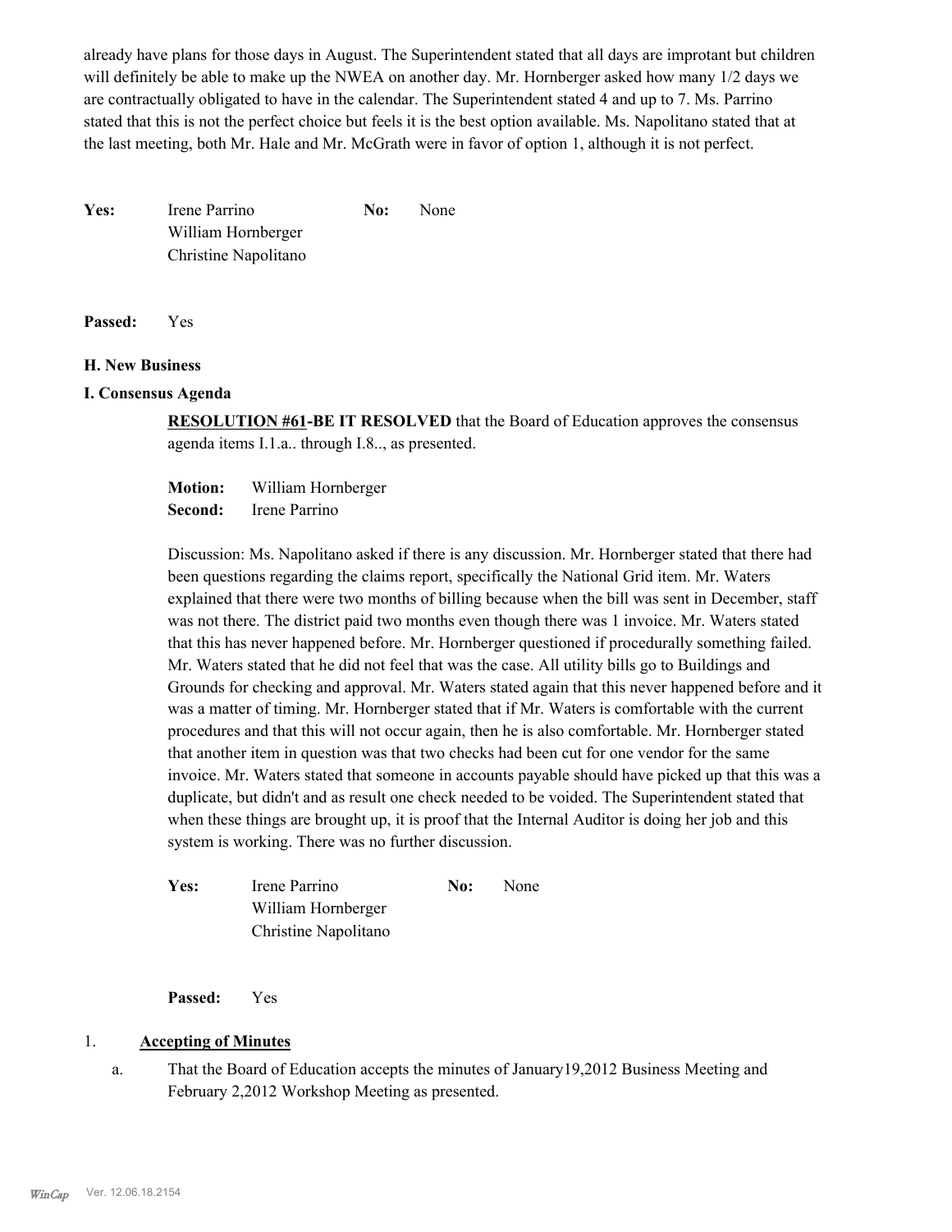already have plans for those days in August. The Superintendent stated that all days are improtant but children will definitely be able to make up the NWEA on another day. Mr. Hornberger asked how many 1/2 days we are contractually obligated to have in the calendar. The Superintendent stated 4 and up to 7. Ms. Parrino stated that this is not the perfect choice but feels it is the best option available. Ms. Napolitano stated that at the last meeting, both Mr. Hale and Mr. McGrath were in favor of option 1, although it is not perfect.

**Yes:** Irene Parrino
William Hornberger
Christine Napolitano

**No:** None

**Passed:** Yes

**H. New Business**

**I. Consensus Agenda**

**RESOLUTION #61-BE IT RESOLVED** that the Board of Education approves the consensus agenda items I.1.a.. through I.8.., as presented.

**Motion:** William Hornberger
**Second:** Irene Parrino

Discussion: Ms. Napolitano asked if there is any discussion. Mr. Hornberger stated that there had been questions regarding the claims report, specifically the National Grid item. Mr. Waters explained that there were two months of billing because when the bill was sent in December, staff was not there. The district paid two months even though there was 1 invoice. Mr. Waters stated that this has never happened before. Mr. Hornberger questioned if procedurally something failed. Mr. Waters stated that he did not feel that was the case. All utility bills go to Buildings and Grounds for checking and approval. Mr. Waters stated again that this never happened before and it was a matter of timing. Mr. Hornberger stated that if Mr. Waters is comfortable with the current procedures and that this will not occur again, then he is also comfortable. Mr. Hornberger stated that another item in question was that two checks had been cut for one vendor for the same invoice. Mr. Waters stated that someone in accounts payable should have picked up that this was a duplicate, but didn't and as result one check needed to be voided. The Superintendent stated that when these things are brought up, it is proof that the Internal Auditor is doing her job and this system is working. There was no further discussion.

**Yes:** Irene Parrino
William Hornberger
Christine Napolitano

**No:** None

**Passed:** Yes

1. **Accepting of Minutes**

a. That the Board of Education accepts the minutes of January19,2012 Business Meeting and February 2,2012 Workshop Meeting as presented.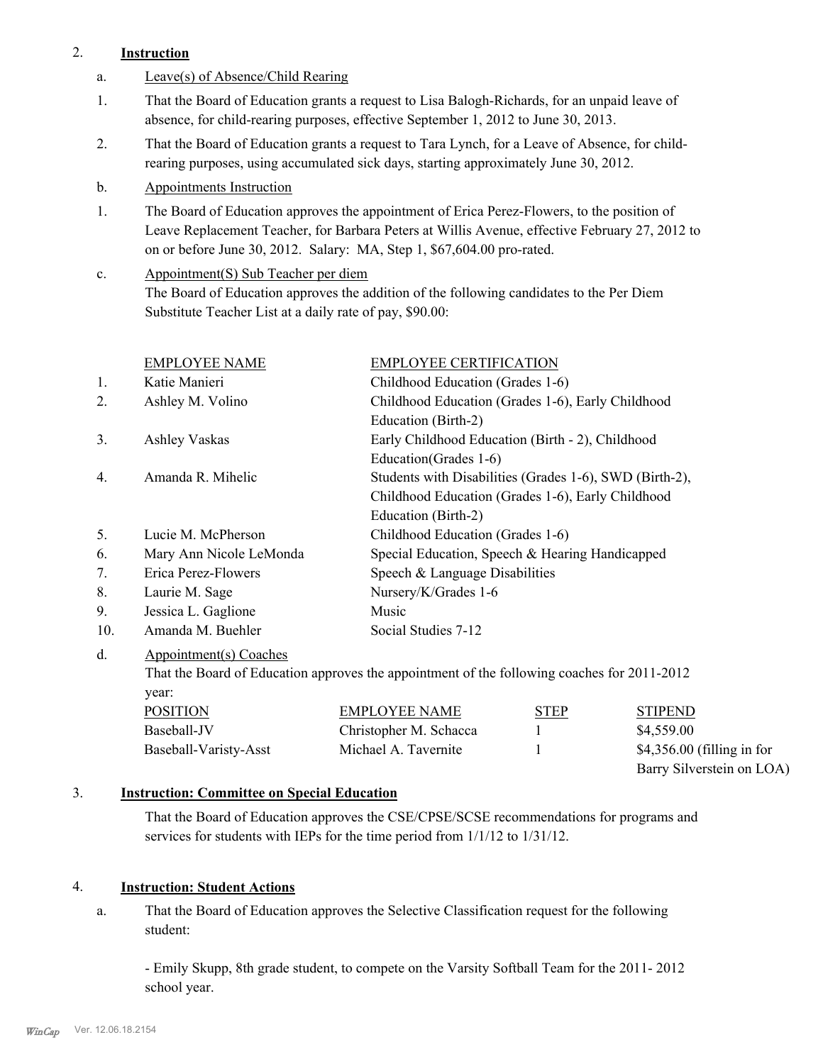2. **Instruction**

a. Leave(s) of Absence/Child Rearing

1. That the Board of Education grants a request to Lisa Balogh-Richards, for an unpaid leave of absence, for child-rearing purposes, effective September 1, 2012 to June 30, 2013.

2. That the Board of Education grants a request to Tara Lynch, for a Leave of Absence, for child-rearing purposes, using accumulated sick days, starting approximately June 30, 2012.

b. Appointments Instruction

1. The Board of Education approves the appointment of Erica Perez-Flowers, to the position of Leave Replacement Teacher, for Barbara Peters at Willis Avenue, effective February 27, 2012 to on or before June 30, 2012. Salary: MA, Step 1, $67,604.00 pro-rated.

c. Appointment(S) Sub Teacher per diem

The Board of Education approves the addition of the following candidates to the Per Diem Substitute Teacher List at a daily rate of pay, $90.00:

| | EMPLOYEE NAME | EMPLOYEE CERTIFICATION |
|---|---|---|
| 1. | Katie Manieri | Childhood Education (Grades 1-6) |
| 2. | Ashley M. Volino | Childhood Education (Grades 1-6), Early Childhood Education (Birth-2) |
| 3. | Ashley Vaskas | Early Childhood Education (Birth - 2), Childhood Education(Grades 1-6) |
| 4. | Amanda R. Mihelic | Students with Disabilities (Grades 1-6), SWD (Birth-2), Childhood Education (Grades 1-6), Early Childhood Education (Birth-2) |
| 5. | Lucie M. McPherson | Childhood Education (Grades 1-6) |
| 6. | Mary Ann Nicole LeMonda | Special Education, Speech & Hearing Handicapped |
| 7. | Erica Perez-Flowers | Speech & Language Disabilities |
| 8. | Laurie M. Sage | Nursery/K/Grades 1-6 |
| 9. | Jessica L. Gaglione | Music |
| 10. | Amanda M. Buehler | Social Studies 7-12 |

d. Appointment(s) Coaches

That the Board of Education approves the appointment of the following coaches for 2011-2012 year:

| POSITION | EMPLOYEE NAME | STEP | STIPEND |
|---|---|---|---|
| Baseball-JV | Christopher M. Schacca | 1 | $4,559.00 |
| Baseball-Varisty-Asst | Michael A. Tavernite | 1 | $4,356.00 (filling in for Barry Silverstein on LOA) |

3. **Instruction: Committee on Special Education**

That the Board of Education approves the CSE/CPSE/SCSE recommendations for programs and services for students with IEPs for the time period from 1/1/12 to 1/31/12.

4. **Instruction: Student Actions**

a. That the Board of Education approves the Selective Classification request for the following student:

- Emily Skupp, 8th grade student, to compete on the Varsity Softball Team for the 2011- 2012 school year.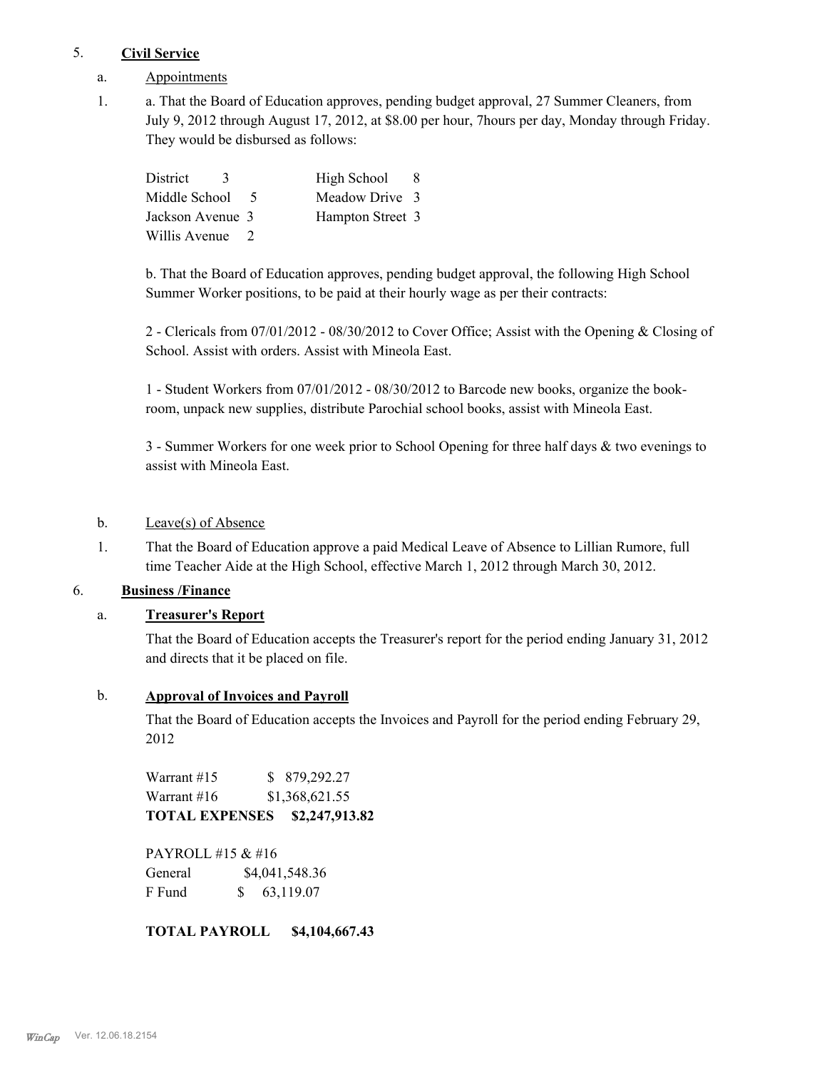5. **Civil Service**

a. Appointments

1. a. That the Board of Education approves, pending budget approval, 27 Summer Cleaners, from July 9, 2012 through August 17, 2012, at $8.00 per hour, 7hours per day, Monday through Friday. They would be disbursed as follows:

| | | | |
|---|---|---|---|
| District | 3 | High School | 8 |
| Middle School | 5 | Meadow Drive | 3 |
| Jackson Avenue | 3 | Hampton Street | 3 |
| Willis Avenue | 2 | | |

b. That the Board of Education approves, pending budget approval, the following High School Summer Worker positions, to be paid at their hourly wage as per their contracts:

2 - Clericals from 07/01/2012 - 08/30/2012 to Cover Office; Assist with the Opening & Closing of School. Assist with orders. Assist with Mineola East.

1 - Student Workers from 07/01/2012 - 08/30/2012 to Barcode new books, organize the book-room, unpack new supplies, distribute Parochial school books, assist with Mineola East.

3 - Summer Workers for one week prior to School Opening for three half days & two evenings to assist with Mineola East.

b. Leave(s) of Absence

1. That the Board of Education approve a paid Medical Leave of Absence to Lillian Rumore, full time Teacher Aide at the High School, effective March 1, 2012 through March 30, 2012.

6. **Business /Finance**

a. **Treasurer's Report**

That the Board of Education accepts the Treasurer's report for the period ending January 31, 2012 and directs that it be placed on file.

b. **Approval of Invoices and Payroll**

That the Board of Education accepts the Invoices and Payroll for the period ending February 29, 2012

| | |
|---|---|
| Warrant #15 | $ 879,292.27 |
| Warrant #16 | $1,368,621.55 |
| **TOTAL EXPENSES** | **$2,247,913.82** |

PAYROLL #15 & #16

| | |
|---|---|
| General | $4,041,548.36 |
| F Fund | $ 63,119.07 |

**TOTAL PAYROLL $4,104,667.43**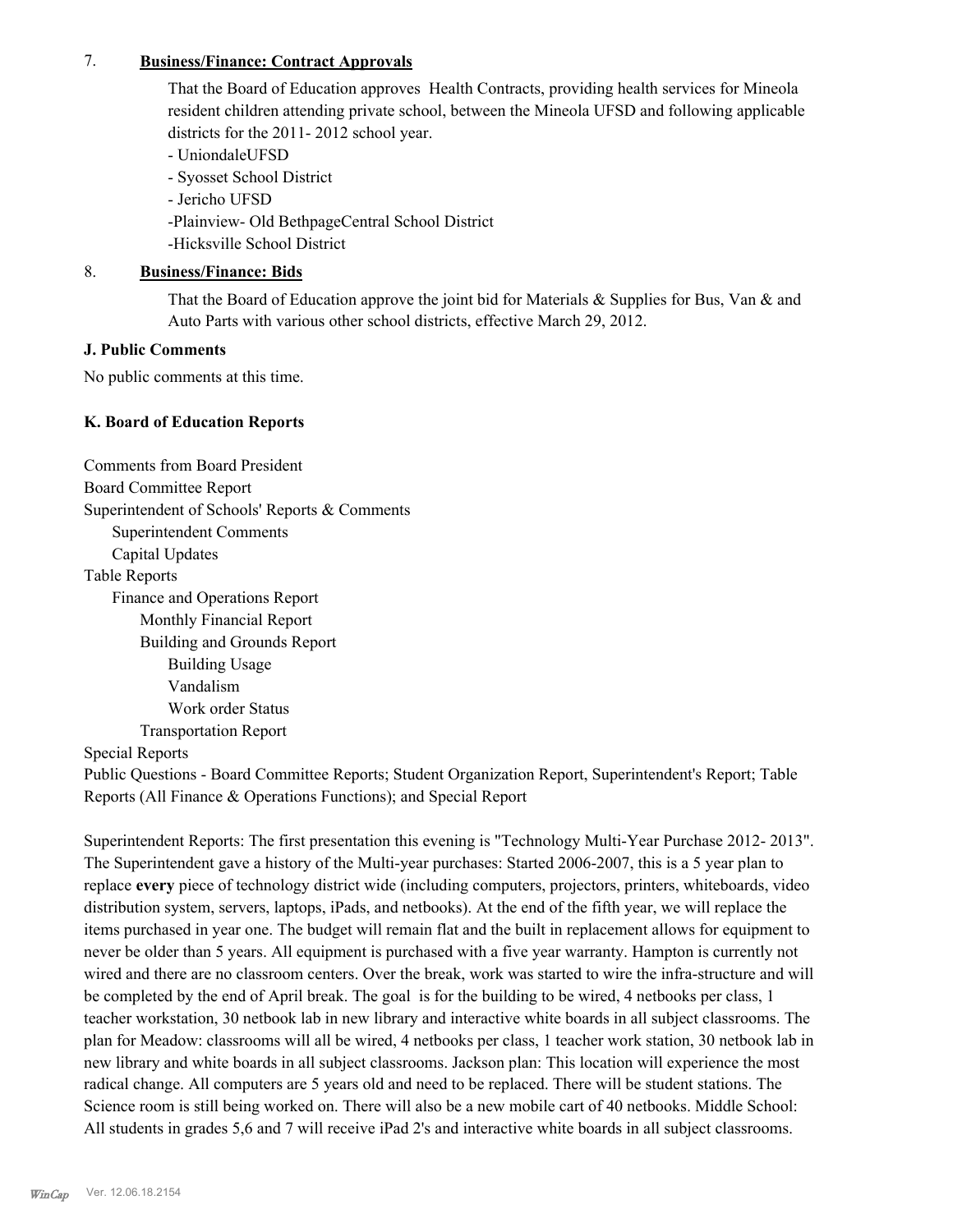7. **Business/Finance: Contract Approvals**

   That the Board of Education approves Health Contracts, providing health services for Mineola resident children attending private school, between the Mineola UFSD and following applicable districts for the 2011- 2012 school year.

   - UniondaleUFSD
   - Syosset School District
   - Jericho UFSD
   -Plainview- Old BethpageCentral School District
   -Hicksville School District

8. **Business/Finance: Bids**

   That the Board of Education approve the joint bid for Materials & Supplies for Bus, Van & and Auto Parts with various other school districts, effective March 29, 2012.

**J. Public Comments**

No public comments at this time.

**K. Board of Education Reports**

Comments from Board President
Board Committee Report
Superintendent of Schools' Reports & Comments
  Superintendent Comments
  Capital Updates
Table Reports
  Finance and Operations Report
    Monthly Financial Report
    Building and Grounds Report
      Building Usage
      Vandalism
      Work order Status
    Transportation Report
Special Reports
Public Questions - Board Committee Reports; Student Organization Report, Superintendent's Report; Table Reports (All Finance & Operations Functions); and Special Report

Superintendent Reports: The first presentation this evening is "Technology Multi-Year Purchase 2012- 2013". The Superintendent gave a history of the Multi-year purchases: Started 2006-2007, this is a 5 year plan to replace **every** piece of technology district wide (including computers, projectors, printers, whiteboards, video distribution system, servers, laptops, iPads, and netbooks). At the end of the fifth year, we will replace the items purchased in year one. The budget will remain flat and the built in replacement allows for equipment to never be older than 5 years. All equipment is purchased with a five year warranty. Hampton is currently not wired and there are no classroom centers. Over the break, work was started to wire the infra-structure and will be completed by the end of April break. The goal is for the building to be wired, 4 netbooks per class, 1 teacher workstation, 30 netbook lab in new library and interactive white boards in all subject classrooms. The plan for Meadow: classrooms will all be wired, 4 netbooks per class, 1 teacher work station, 30 netbook lab in new library and white boards in all subject classrooms. Jackson plan: This location will experience the most radical change. All computers are 5 years old and need to be replaced. There will be student stations. The Science room is still being worked on. There will also be a new mobile cart of 40 netbooks. Middle School: All students in grades 5,6 and 7 will receive iPad 2's and interactive white boards in all subject classrooms.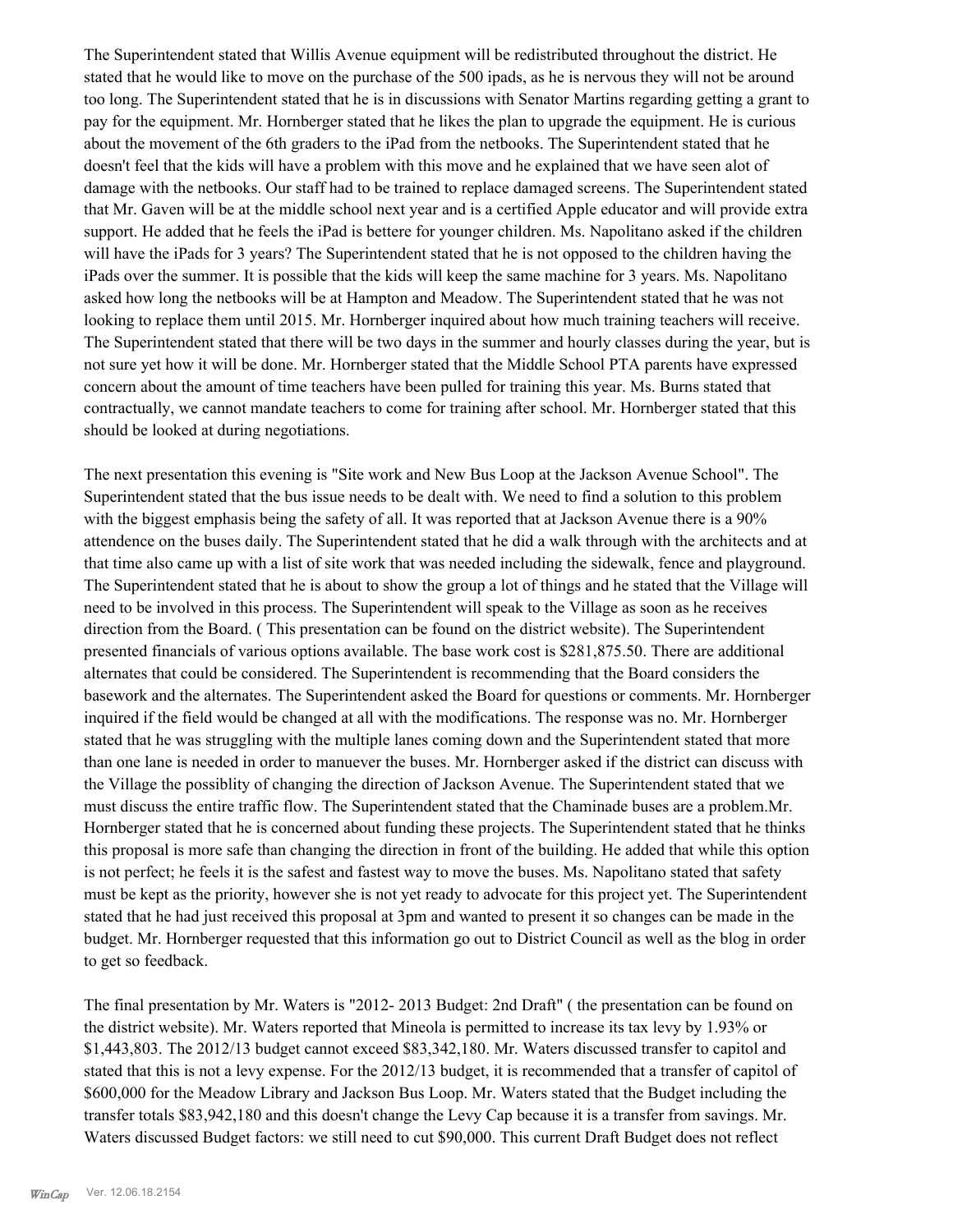The Superintendent stated that Willis Avenue equipment will be redistributed throughout the district. He stated that he would like to move on the purchase of the 500 ipads, as he is nervous they will not be around too long. The Superintendent stated that he is in discussions with Senator Martins regarding getting a grant to pay for the equipment. Mr. Hornberger stated that he likes the plan to upgrade the equipment. He is curious about the movement of the 6th graders to the iPad from the netbooks. The Superintendent stated that he doesn't feel that the kids will have a problem with this move and he explained that we have seen alot of damage with the netbooks. Our staff had to be trained to replace damaged screens. The Superintendent stated that Mr. Gaven will be at the middle school next year and is a certified Apple educator and will provide extra support. He added that he feels the iPad is bettere for younger children. Ms. Napolitano asked if the children will have the iPads for 3 years? The Superintendent stated that he is not opposed to the children having the iPads over the summer. It is possible that the kids will keep the same machine for 3 years. Ms. Napolitano asked how long the netbooks will be at Hampton and Meadow. The Superintendent stated that he was not looking to replace them until 2015. Mr. Hornberger inquired about how much training teachers will receive. The Superintendent stated that there will be two days in the summer and hourly classes during the year, but is not sure yet how it will be done. Mr. Hornberger stated that the Middle School PTA parents have expressed concern about the amount of time teachers have been pulled for training this year. Ms. Burns stated that contractually, we cannot mandate teachers to come for training after school. Mr. Hornberger stated that this should be looked at during negotiations.

The next presentation this evening is "Site work and New Bus Loop at the Jackson Avenue School". The Superintendent stated that the bus issue needs to be dealt with. We need to find a solution to this problem with the biggest emphasis being the safety of all. It was reported that at Jackson Avenue there is a 90% attendence on the buses daily. The Superintendent stated that he did a walk through with the architects and at that time also came up with a list of site work that was needed including the sidewalk, fence and playground. The Superintendent stated that he is about to show the group a lot of things and he stated that the Village will need to be involved in this process. The Superintendent will speak to the Village as soon as he receives direction from the Board. ( This presentation can be found on the district website). The Superintendent presented financials of various options available. The base work cost is $281,875.50. There are additional alternates that could be considered. The Superintendent is recommending that the Board considers the basework and the alternates. The Superintendent asked the Board for questions or comments. Mr. Hornberger inquired if the field would be changed at all with the modifications. The response was no. Mr. Hornberger stated that he was struggling with the multiple lanes coming down and the Superintendent stated that more than one lane is needed in order to manuever the buses. Mr. Hornberger asked if the district can discuss with the Village the possiblity of changing the direction of Jackson Avenue. The Superintendent stated that we must discuss the entire traffic flow. The Superintendent stated that the Chaminade buses are a problem.Mr. Hornberger stated that he is concerned about funding these projects. The Superintendent stated that he thinks this proposal is more safe than changing the direction in front of the building. He added that while this option is not perfect; he feels it is the safest and fastest way to move the buses. Ms. Napolitano stated that safety must be kept as the priority, however she is not yet ready to advocate for this project yet. The Superintendent stated that he had just received this proposal at 3pm and wanted to present it so changes can be made in the budget. Mr. Hornberger requested that this information go out to District Council as well as the blog in order to get so feedback.

The final presentation by Mr. Waters is "2012- 2013 Budget: 2nd Draft" ( the presentation can be found on the district website). Mr. Waters reported that Mineola is permitted to increase its tax levy by 1.93% or $1,443,803. The 2012/13 budget cannot exceed $83,342,180. Mr. Waters discussed transfer to capitol and stated that this is not a levy expense. For the 2012/13 budget, it is recommended that a transfer of capitol of $600,000 for the Meadow Library and Jackson Bus Loop. Mr. Waters stated that the Budget including the transfer totals $83,942,180 and this doesn't change the Levy Cap because it is a transfer from savings. Mr. Waters discussed Budget factors: we still need to cut $90,000. This current Draft Budget does not reflect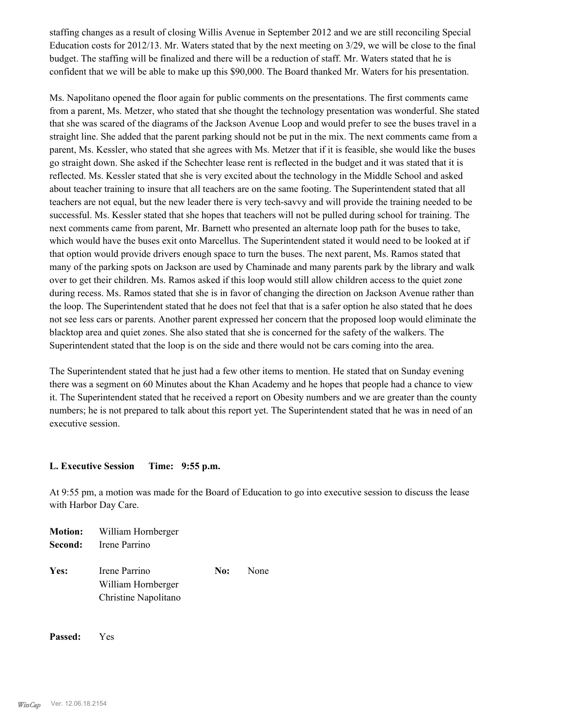staffing changes as a result of closing Willis Avenue in September 2012 and we are still reconciling Special Education costs for 2012/13. Mr. Waters stated that by the next meeting on 3/29, we will be close to the final budget. The staffing will be finalized and there will be a reduction of staff. Mr. Waters stated that he is confident that we will be able to make up this $90,000. The Board thanked Mr. Waters for his presentation.

Ms. Napolitano opened the floor again for public comments on the presentations. The first comments came from a parent, Ms. Metzer, who stated that she thought the technology presentation was wonderful. She stated that she was scared of the diagrams of the Jackson Avenue Loop and would prefer to see the buses travel in a straight line. She added that the parent parking should not be put in the mix. The next comments came from a parent, Ms. Kessler, who stated that she agrees with Ms. Metzer that if it is feasible, she would like the buses go straight down. She asked if the Schechter lease rent is reflected in the budget and it was stated that it is reflected. Ms. Kessler stated that she is very excited about the technology in the Middle School and asked about teacher training to insure that all teachers are on the same footing. The Superintendent stated that all teachers are not equal, but the new leader there is very tech-savvy and will provide the training needed to be successful. Ms. Kessler stated that she hopes that teachers will not be pulled during school for training. The next comments came from parent, Mr. Barnett who presented an alternate loop path for the buses to take, which would have the buses exit onto Marcellus. The Superintendent stated it would need to be looked at if that option would provide drivers enough space to turn the buses. The next parent, Ms. Ramos stated that many of the parking spots on Jackson are used by Chaminade and many parents park by the library and walk over to get their children. Ms. Ramos asked if this loop would still allow children access to the quiet zone during recess. Ms. Ramos stated that she is in favor of changing the direction on Jackson Avenue rather than the loop. The Superintendent stated that he does not feel that that is a safer option he also stated that he does not see less cars or parents. Another parent expressed her concern that the proposed loop would eliminate the blacktop area and quiet zones. She also stated that she is concerned for the safety of the walkers. The Superintendent stated that the loop is on the side and there would not be cars coming into the area.

The Superintendent stated that he just had a few other items to mention. He stated that on Sunday evening there was a segment on 60 Minutes about the Khan Academy and he hopes that people had a chance to view it. The Superintendent stated that he received a report on Obesity numbers and we are greater than the county numbers; he is not prepared to talk about this report yet. The Superintendent stated that he was in need of an executive session.

**L. Executive Session Time: 9:55 p.m.**

At 9:55 pm, a motion was made for the Board of Education to go into executive session to discuss the lease with Harbor Day Care.

**Motion:** William Hornberger
**Second:** Irene Parrino

**Yes:** Irene Parrino, William Hornberger, Christine Napolitano **No:** None

**Passed:** Yes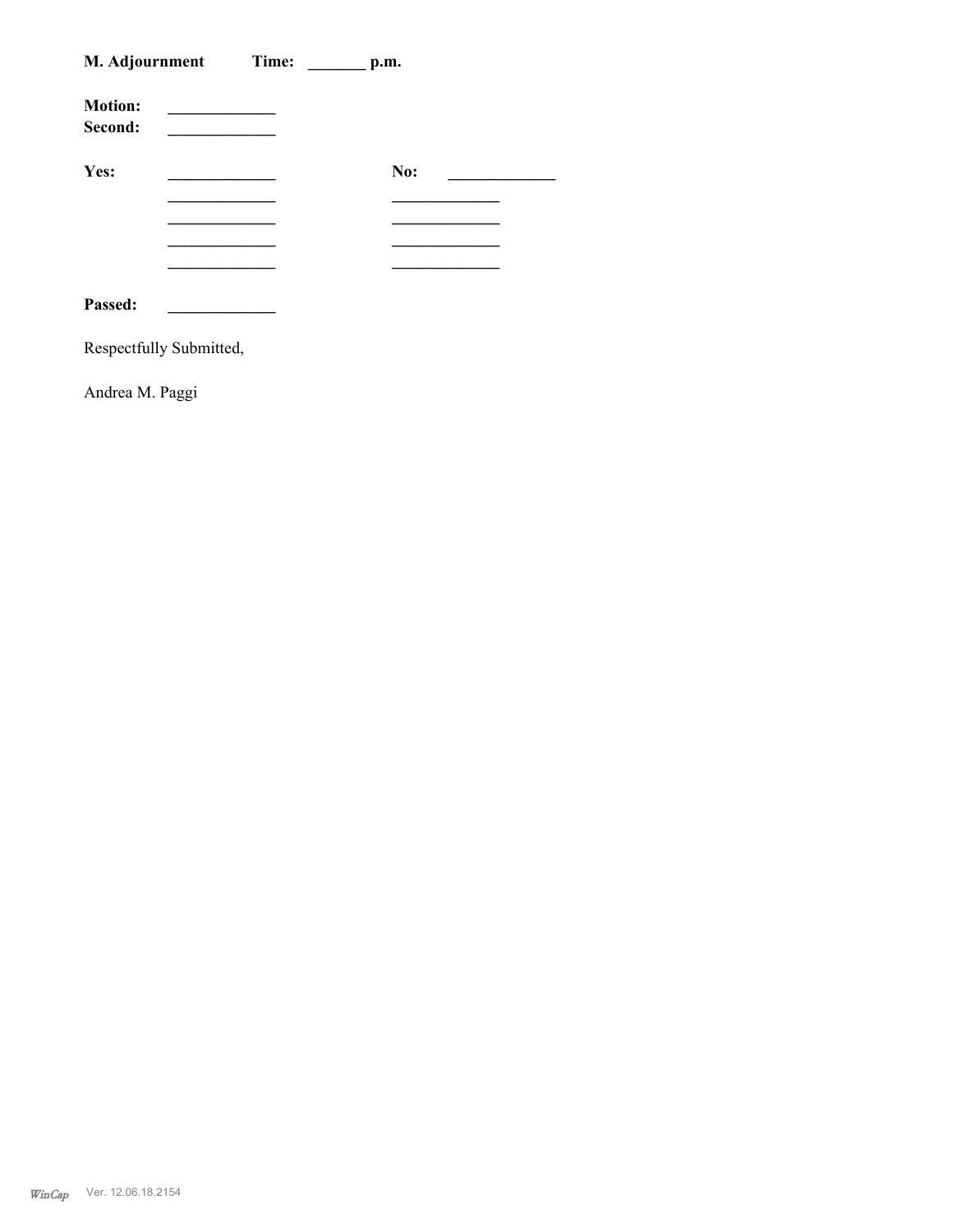**M. Adjournment Time: _______ p.m.**

**Motion:** _____________
**Second:** _____________

**Yes:** _____________ **No:** _____________

_____________ _____________

_____________ _____________

_____________ _____________

_____________ _____________

**Passed:** _____________

Respectfully Submitted,

Andrea M. Paggi

*WinCap* Ver. 12.06.18.2154